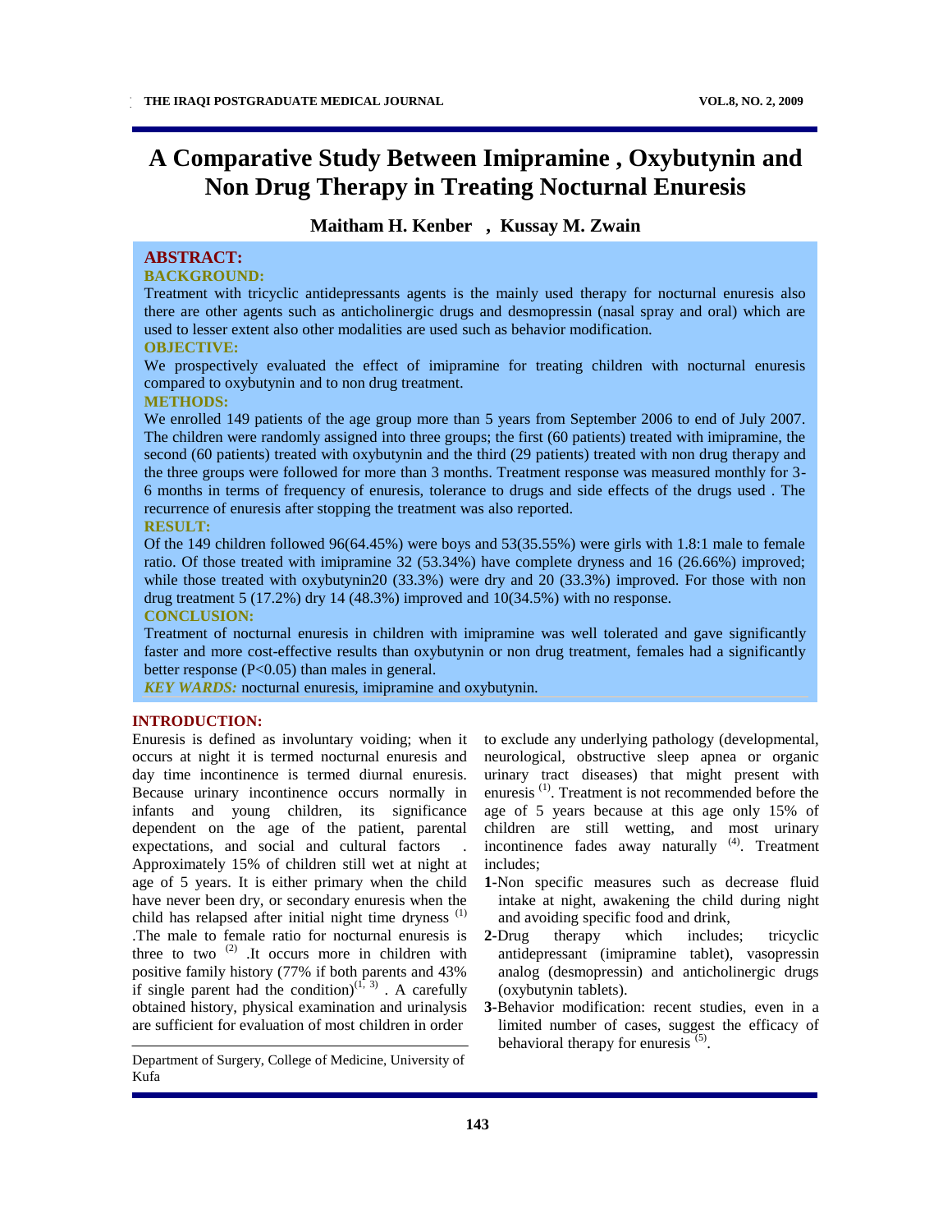# A Comparative Study Between Imipramine , Oxybutynin and Non Drug Therapy in Treating Nocturnal Enuresis

**Maitham H. Kenber , Kussay M. Zwain**

## ABSTRACT:

### BACKGROUND:

Treatment with tricyclic antidepressants agents is the mainly used therapy for nocturnal enuresis also there are other agents such as anticholinergic drugs and desmopressin (nasal spray and oral) which are used to lesser extent also other modalities are used such as behavior modification.

### OBJECTIVE:

We prospectively evaluated the effect of imipramine for treating children with nocturnal enuresis compared to oxybutynin and to non drug treatment.

### METHODS:

We enrolled 149 patients of the age group more than 5 years from September 2006 to end of July 2007. The children were randomly assigned into three groups; the first (60 patients) treated with imipramine, the second (60 patients) treated with oxybutynin and the third (29 patients) treated with non drug therapy and the three groups were followed for more than 3 months. Treatment response was measured monthly for 3-6 months in terms of frequency of enuresis, tolerance to drugs and side effects of the drugs used . The recurrence of enuresis after stopping the treatment was also reported.

### RESULT:

Of the 149 children followed 96(64.45%) were boys and 53(35.55%) were girls with 1.8:1 male to female ratio. Of those treated with imipramine 32 (53.34%) have complete dryness and 16 (26.66%) improved; while those treated with oxybutynin20 (33.3%) were dry and 20 (33.3%) improved. For those with non drug treatment 5 (17.2%) dry 14 (48.3%) improved and 10(34.5%) with no response.

### CONCLUSION:

Treatment of nocturnal enuresis in children with imipramine was well tolerated and gave significantly faster and more cost-effective results than oxybutynin or non drug treatment, females had a significantly better response ($P<0.05$) than males in general.

***KEY WARDS:*** nocturnal enuresis, imipramine and oxybutynin.

## INTRODUCTION:

Enuresis is defined as involuntary voiding; when it occurs at night it is termed nocturnal enuresis and day time incontinence is termed diurnal enuresis. Because urinary incontinence occurs normally in infants and young children, its significance dependent on the age of the patient, parental expectations, and social and cultural factors . Approximately 15% of children still wet at night at age of 5 years. It is either primary when the child have never been dry, or secondary enuresis when the child has relapsed after initial night time dryness [1] .The male to female ratio for nocturnal enuresis is three to two [2] .It occurs more in children with positive family history (77% if both parents and 43% if single parent had the condition)[1, 3] . A carefully obtained history, physical examination and urinalysis are sufficient for evaluation of most children in order to exclude any underlying pathology (developmental, neurological, obstructive sleep apnea or organic urinary tract diseases) that might present with enuresis [1]. Treatment is not recommended before the age of 5 years because at this age only 15% of children are still wetting, and most urinary incontinence fades away naturally [4]. Treatment includes;

1. Non specific measures such as decrease fluid intake at night, awakening the child during night and avoiding specific food and drink,
2. Drug therapy which includes; tricyclic antidepressant (imipramine tablet), vasopressin analog (desmopressin) and anticholinergic drugs (oxybutynin tablets).
3. Behavior modification: recent studies, even in a limited number of cases, suggest the efficacy of behavioral therapy for enuresis [5].

Department of Surgery, College of Medicine, University of Kufa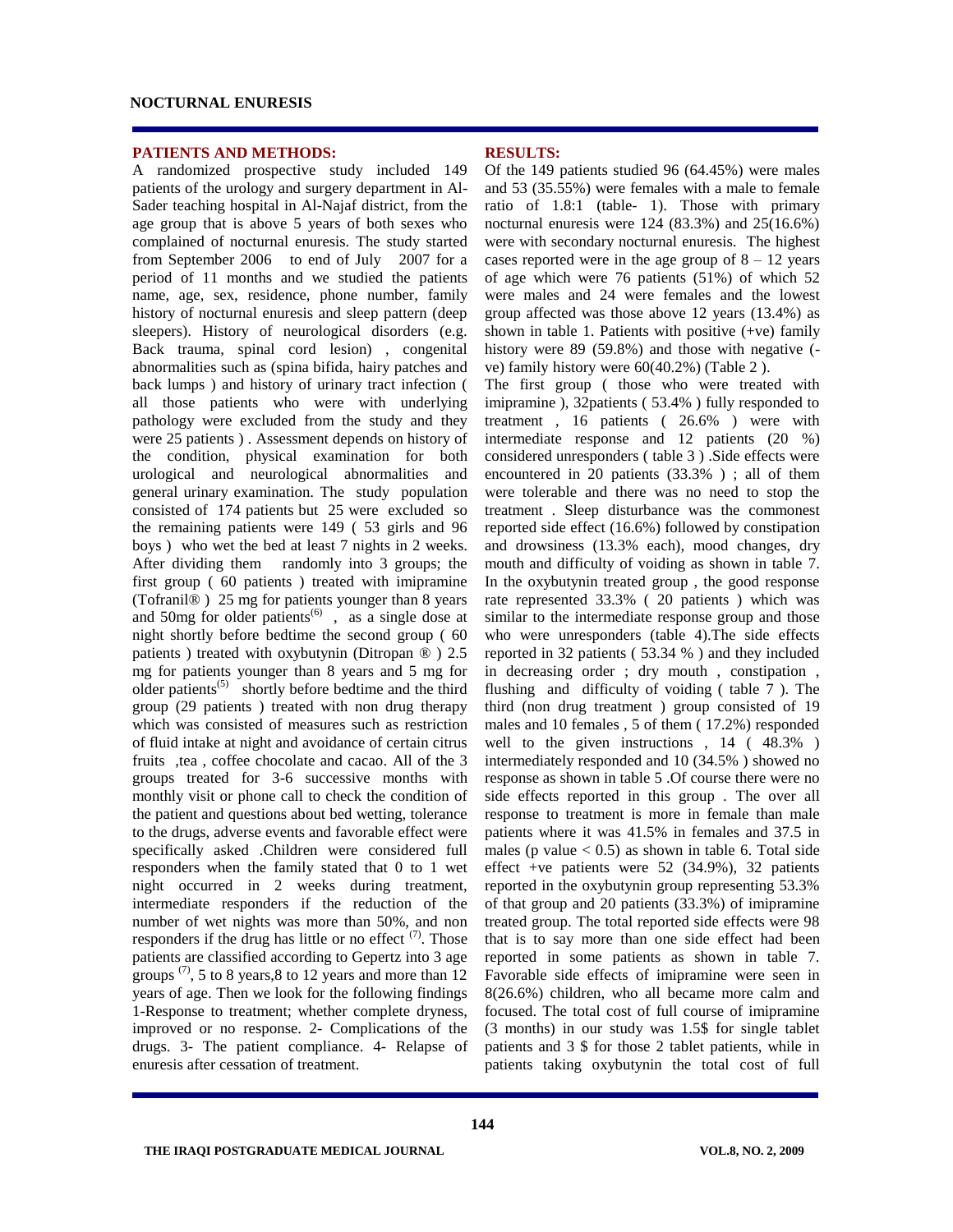## PATIENTS AND METHODS:

A randomized prospective study included 149 patients of the urology and surgery department in Al-Sader teaching hospital in Al-Najaf district, from the age group that is above 5 years of both sexes who complained of nocturnal enuresis. The study started from September 2006 to end of July 2007 for a period of 11 months and we studied the patients name, age, sex, residence, phone number, family history of nocturnal enuresis and sleep pattern (deep sleepers). History of neurological disorders (e.g. Back trauma, spinal cord lesion) , congenital abnormalities such as (spina bifida, hairy patches and back lumps ) and history of urinary tract infection ( all those patients who were with underlying pathology were excluded from the study and they were 25 patients ) . Assessment depends on history of the condition, physical examination for both urological and neurological abnormalities and general urinary examination. The study population consisted of 174 patients but 25 were excluded so the remaining patients were 149 ( 53 girls and 96 boys ) who wet the bed at least 7 nights in 2 weeks. After dividing them randomly into 3 groups; the first group ( 60 patients ) treated with imipramine (Tofranil® ) 25 mg for patients younger than 8 years and 50mg for older patients[6] , as a single dose at night shortly before bedtime the second group ( 60 patients ) treated with oxybutynin (Ditropan ® ) 2.5 mg for patients younger than 8 years and 5 mg for older patients[5] shortly before bedtime and the third group (29 patients ) treated with non drug therapy which was consisted of measures such as restriction of fluid intake at night and avoidance of certain citrus fruits ,tea , coffee chocolate and cacao. All of the 3 groups treated for 3-6 successive months with monthly visit or phone call to check the condition of the patient and questions about bed wetting, tolerance to the drugs, adverse events and favorable effect were specifically asked .Children were considered full responders when the family stated that 0 to 1 wet night occurred in 2 weeks during treatment, intermediate responders if the reduction of the number of wet nights was more than 50%, and non responders if the drug has little or no effect [7]. Those patients are classified according to Gepertz into 3 age groups [7], 5 to 8 years,8 to 12 years and more than 12 years of age. Then we look for the following findings 1-Response to treatment; whether complete dryness, improved or no response. 2- Complications of the drugs. 3- The patient compliance. 4- Relapse of enuresis after cessation of treatment.

## RESULTS:

Of the 149 patients studied 96 (64.45%) were males and 53 (35.55%) were females with a male to female ratio of 1.8:1 (table- 1). Those with primary nocturnal enuresis were 124 (83.3%) and 25(16.6%) were with secondary nocturnal enuresis. The highest cases reported were in the age group of 8 – 12 years of age which were 76 patients (51%) of which 52 were males and 24 were females and the lowest group affected was those above 12 years (13.4%) as shown in table 1. Patients with positive (+ve) family history were 89 (59.8%) and those with negative (-ve) family history were 60(40.2%) (Table 2 ).

The first group ( those who were treated with imipramine ), 32patients ( 53.4% ) fully responded to treatment , 16 patients ( 26.6% ) were with intermediate response and 12 patients (20 %) considered unresponders ( table 3 ) .Side effects were encountered in 20 patients (33.3% ) ; all of them were tolerable and there was no need to stop the treatment . Sleep disturbance was the commonest reported side effect (16.6%) followed by constipation and drowsiness (13.3% each), mood changes, dry mouth and difficulty of voiding as shown in table 7. In the oxybutynin treated group , the good response rate represented 33.3% ( 20 patients ) which was similar to the intermediate response group and those who were unresponders (table 4).The side effects reported in 32 patients ( 53.34 % ) and they included in decreasing order ; dry mouth , constipation , flushing and difficulty of voiding ( table 7 ). The third (non drug treatment ) group consisted of 19 males and 10 females , 5 of them ( 17.2%) responded well to the given instructions , 14 ( 48.3% ) intermediately responded and 10 (34.5% ) showed no response as shown in table 5 .Of course there were no side effects reported in this group . The over all response to treatment is more in female than male patients where it was 41.5% in females and 37.5 in males (p value $< 0.5$) as shown in table 6. Total side effect +ve patients were 52 (34.9%), 32 patients reported in the oxybutynin group representing 53.3% of that group and 20 patients (33.3%) of imipramine treated group. The total reported side effects were 98 that is to say more than one side effect had been reported in some patients as shown in table 7. Favorable side effects of imipramine were seen in 8(26.6%) children, who all became more calm and focused. The total cost of full course of imipramine (3 months) in our study was 1.5$ for single tablet patients and 3 $ for those 2 tablet patients, while in patients taking oxybutynin the total cost of full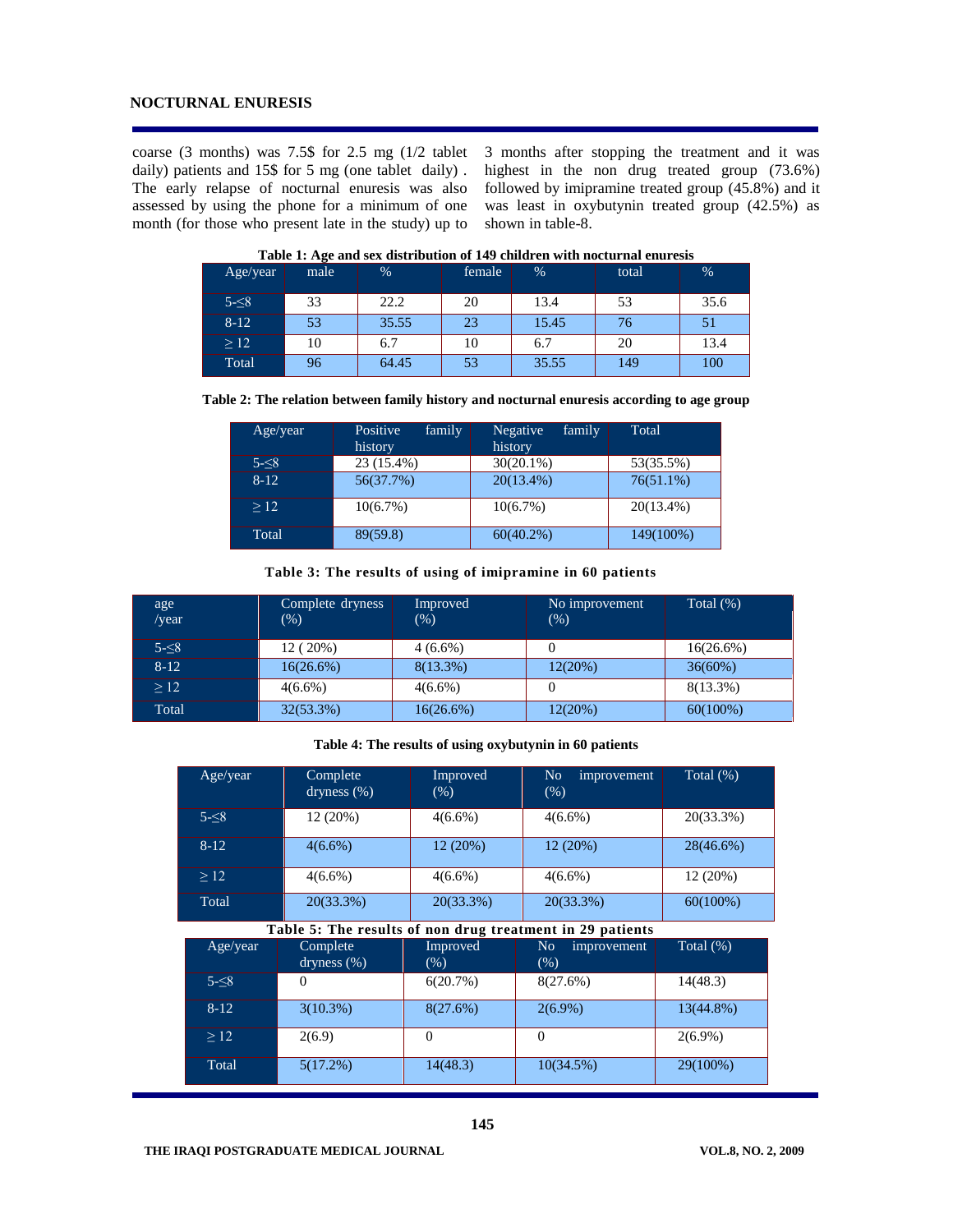coarse (3 months) was 7.5$ for 2.5 mg (1/2 tablet daily) patients and 15$ for 5 mg (one tablet daily) . The early relapse of nocturnal enuresis was also assessed by using the phone for a minimum of one month (for those who present late in the study) up to 3 months after stopping the treatment and it was highest in the non drug treated group (73.6%) followed by imipramine treated group (45.8%) and it was least in oxybutynin treated group (42.5%) as shown in table-8.

**Table 1: Age and sex distribution of 149 children with nocturnal enuresis**

| Age/year | male | % | female | % | total | % |
|---|---|---|---|---|---|---|
| 5-≤8 | 33 | 22.2 | 20 | 13.4 | 53 | 35.6 |
| 8-12 | 53 | 35.55 | 23 | 15.45 | 76 | 51 |
| ≥ 12 | 10 | 6.7 | 10 | 6.7 | 20 | 13.4 |
| Total | 96 | 64.45 | 53 | 35.55 | 149 | 100 |

**Table 2: The relation between family history and nocturnal enuresis according to age group**

| Age/year | Positive family history | Negative family history | Total |
|---|---|---|---|
| 5-≤8 | 23 (15.4%) | 30(20.1%) | 53(35.5%) |
| 8-12 | 56(37.7%) | 20(13.4%) | 76(51.1%) |
| ≥ 12 | 10(6.7%) | 10(6.7%) | 20(13.4%) |
| Total | 89(59.8) | 60(40.2%) | 149(100%) |

**Table 3: The results of using of imipramine in 60 patients**

| age /year | Complete dryness (%) | Improved (%) | No improvement (%) | Total (%) |
|---|---|---|---|---|
| 5-≤8 | 12 ( 20%) | 4 (6.6%) | 0 | 16(26.6%) |
| 8-12 | 16(26.6%) | 8(13.3%) | 12(20%) | 36(60%) |
| ≥ 12 | 4(6.6%) | 4(6.6%) | 0 | 8(13.3%) |
| Total | 32(53.3%) | 16(26.6%) | 12(20%) | 60(100%) |

**Table 4: The results of using oxybutynin in 60 patients**

| Age/year | Complete dryness (%) | Improved (%) | No improvement (%) | Total (%) |
|---|---|---|---|---|
| 5-≤8 | 12 (20%) | 4(6.6%) | 4(6.6%) | 20(33.3%) |
| 8-12 | 4(6.6%) | 12 (20%) | 12 (20%) | 28(46.6%) |
| ≥ 12 | 4(6.6%) | 4(6.6%) | 4(6.6%) | 12 (20%) |
| Total | 20(33.3%) | 20(33.3%) | 20(33.3%) | 60(100%) |

**Table 5: The results of non drug treatment in 29 patients**

| Age/year | Complete dryness (%) | Improved (%) | No improvement (%) | Total (%) |
|---|---|---|---|---|
| 5-≤8 | 0 | 6(20.7%) | 8(27.6%) | 14(48.3) |
| 8-12 | 3(10.3%) | 8(27.6%) | 2(6.9%) | 13(44.8%) |
| ≥ 12 | 2(6.9) | 0 | 0 | 2(6.9%) |
| Total | 5(17.2%) | 14(48.3) | 10(34.5%) | 29(100%) |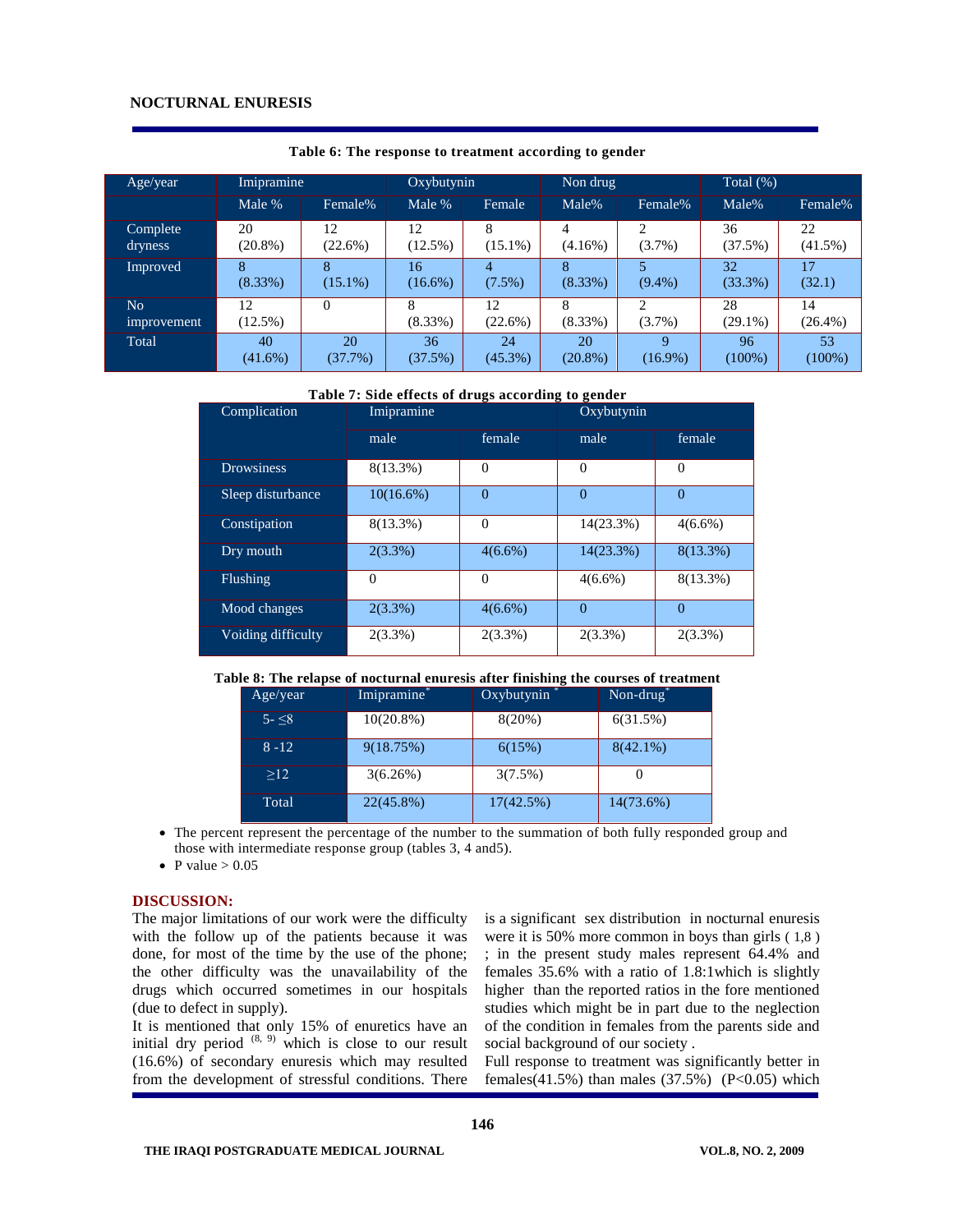**Table 6: The response to treatment according to gender**

| Age/year | Imipramine | | Oxybutynin | | Non drug | | Total (%) | |
|---|---|---|---|---|---|---|---|---|
| | Male % | Female% | Male % | Female | Male% | Female% | Male% | Female% |
| Complete dryness | 20 (20.8%) | 12 (22.6%) | 12 (12.5%) | 8 (15.1%) | 4 (4.16%) | 2 (3.7%) | 36 (37.5%) | 22 (41.5%) |
| Improved | 8 (8.33%) | 8 (15.1%) | 16 (16.6%) | 4 (7.5%) | 8 (8.33%) | 5 (9.4%) | 32 (33.3%) | 17 (32.1) |
| No improvement | 12 (12.5%) | 0 | 8 (8.33%) | 12 (22.6%) | 8 (8.33%) | 2 (3.7%) | 28 (29.1%) | 14 (26.4%) |
| Total | 40 (41.6%) | 20 (37.7%) | 36 (37.5%) | 24 (45.3%) | 20 (20.8%) | 9 (16.9%) | 96 (100%) | 53 (100%) |

**Table 7: Side effects of drugs according to gender**

| Complication | Imipramine | | Oxybutynin | |
|---|---|---|---|---|
| | male | female | male | female |
| Drowsiness | 8(13.3%) | 0 | 0 | 0 |
| Sleep disturbance | 10(16.6%) | 0 | 0 | 0 |
| Constipation | 8(13.3%) | 0 | 14(23.3%) | 4(6.6%) |
| Dry mouth | 2(3.3%) | 4(6.6%) | 14(23.3%) | 8(13.3%) |
| Flushing | 0 | 0 | 4(6.6%) | 8(13.3%) |
| Mood changes | 2(3.3%) | 4(6.6%) | 0 | 0 |
| Voiding difficulty | 2(3.3%) | 2(3.3%) | 2(3.3%) | 2(3.3%) |

**Table 8: The relapse of nocturnal enuresis after finishing the courses of treatment**

| Age/year | Imipramine* | Oxybutynin * | Non-drug* |
|---|---|---|---|
| 5- ≤8 | 10(20.8%) | 8(20%) | 6(31.5%) |
| 8 -12 | 9(18.75%) | 6(15%) | 8(42.1%) |
| ≥12 | 3(6.26%) | 3(7.5%) | 0 |
| Total | 22(45.8%) | 17(42.5%) | 14(73.6%) |

- The percent represent the percentage of the number to the summation of both fully responded group and those with intermediate response group (tables 3, 4 and5).
- P value > 0.05

## DISCUSSION:

The major limitations of our work were the difficulty with the follow up of the patients because it was done, for most of the time by the use of the phone; the other difficulty was the unavailability of the drugs which occurred sometimes in our hospitals (due to defect in supply).

It is mentioned that only 15% of enuretics have an initial dry period [8, 9] which is close to our result (16.6%) of secondary enuresis which may resulted from the development of stressful conditions. There is a significant sex distribution in nocturnal enuresis were it is 50% more common in boys than girls ( 1,8 ) ; in the present study males represent 64.4% and females 35.6% with a ratio of 1.8:1which is slightly higher than the reported ratios in the fore mentioned studies which might be in part due to the neglection of the condition in females from the parents side and social background of our society .

Full response to treatment was significantly better in females(41.5%) than males (37.5%) ($P<0.05$) which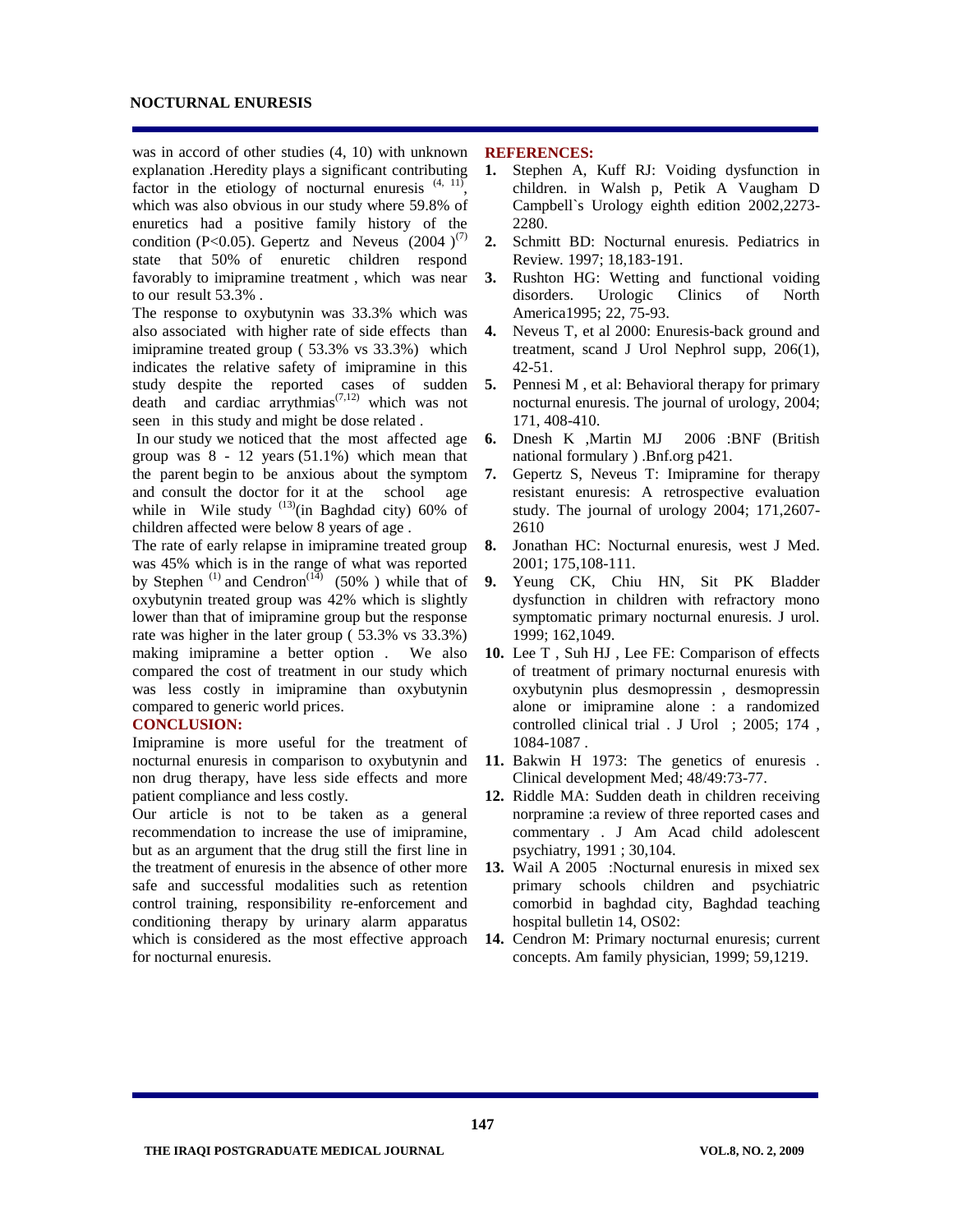was in accord of other studies (4, 10) with unknown explanation .Heredity plays a significant contributing factor in the etiology of nocturnal enuresis [4, 11], which was also obvious in our study where 59.8% of enuretics had a positive family history of the condition ($P<0.05$). Gepertz and Neveus (2004 )[7] state that 50% of enuretic children respond favorably to imipramine treatment , which was near to our result 53.3% .

The response to oxybutynin was 33.3% which was also associated with higher rate of side effects than imipramine treated group ( 53.3% vs 33.3%) which indicates the relative safety of imipramine in this study despite the reported cases of sudden death and cardiac arrythmias[7,12] which was not seen in this study and might be dose related .

In our study we noticed that the most affected age group was 8 - 12 years (51.1%) which mean that the parent begin to be anxious about the symptom and consult the doctor for it at the school age while in Wile study [13](in Baghdad city) 60% of children affected were below 8 years of age .

The rate of early relapse in imipramine treated group was 45% which is in the range of what was reported by Stephen [1] and Cendron[14] (50% ) while that of oxybutynin treated group was 42% which is slightly lower than that of imipramine group but the response rate was higher in the later group ( 53.3% vs 33.3%) making imipramine a better option . We also compared the cost of treatment in our study which was less costly in imipramine than oxybutynin compared to generic world prices.

## CONCLUSION:

Imipramine is more useful for the treatment of nocturnal enuresis in comparison to oxybutynin and non drug therapy, have less side effects and more patient compliance and less costly.

Our article is not to be taken as a general recommendation to increase the use of imipramine, but as an argument that the drug still the first line in the treatment of enuresis in the absence of other more safe and successful modalities such as retention control training, responsibility re-enforcement and conditioning therapy by urinary alarm apparatus which is considered as the most effective approach for nocturnal enuresis.

## REFERENCES:

1. Stephen A, Kuff RJ: Voiding dysfunction in children. in Walsh p, Petik A Vaugham D Campbell`s Urology eighth edition 2002,2273-2280.
2. Schmitt BD: Nocturnal enuresis. Pediatrics in Review. 1997; 18,183-191.
3. Rushton HG: Wetting and functional voiding disorders. Urologic Clinics of North America1995; 22, 75-93.
4. Neveus T, et al 2000: Enuresis-back ground and treatment, scand J Urol Nephrol supp, 206(1), 42-51.
5. Pennesi M , et al: Behavioral therapy for primary nocturnal enuresis. The journal of urology, 2004; 171, 408-410.
6. Dnesh K ,Martin MJ 2006 :BNF (British national formulary ) .Bnf.org p421.
7. Gepertz S, Neveus T: Imipramine for therapy resistant enuresis: A retrospective evaluation study. The journal of urology 2004; 171,2607-2610
8. Jonathan HC: Nocturnal enuresis, west J Med. 2001; 175,108-111.
9. Yeung CK, Chiu HN, Sit PK Bladder dysfunction in children with refractory mono symptomatic primary nocturnal enuresis. J urol. 1999; 162,1049.
10. Lee T , Suh HJ , Lee FE: Comparison of effects of treatment of primary nocturnal enuresis with oxybutynin plus desmopressin , desmopressin alone or imipramine alone : a randomized controlled clinical trial . J Urol ; 2005; 174 , 1084-1087 .
11. Bakwin H 1973: The genetics of enuresis . Clinical development Med; 48/49:73-77.
12. Riddle MA: Sudden death in children receiving norpramine :a review of three reported cases and commentary . J Am Acad child adolescent psychiatry, 1991 ; 30,104.
13. Wail A 2005 :Nocturnal enuresis in mixed sex primary schools children and psychiatric comorbid in baghdad city, Baghdad teaching hospital bulletin 14, OS02:
14. Cendron M: Primary nocturnal enuresis; current concepts. Am family physician, 1999; 59,1219.